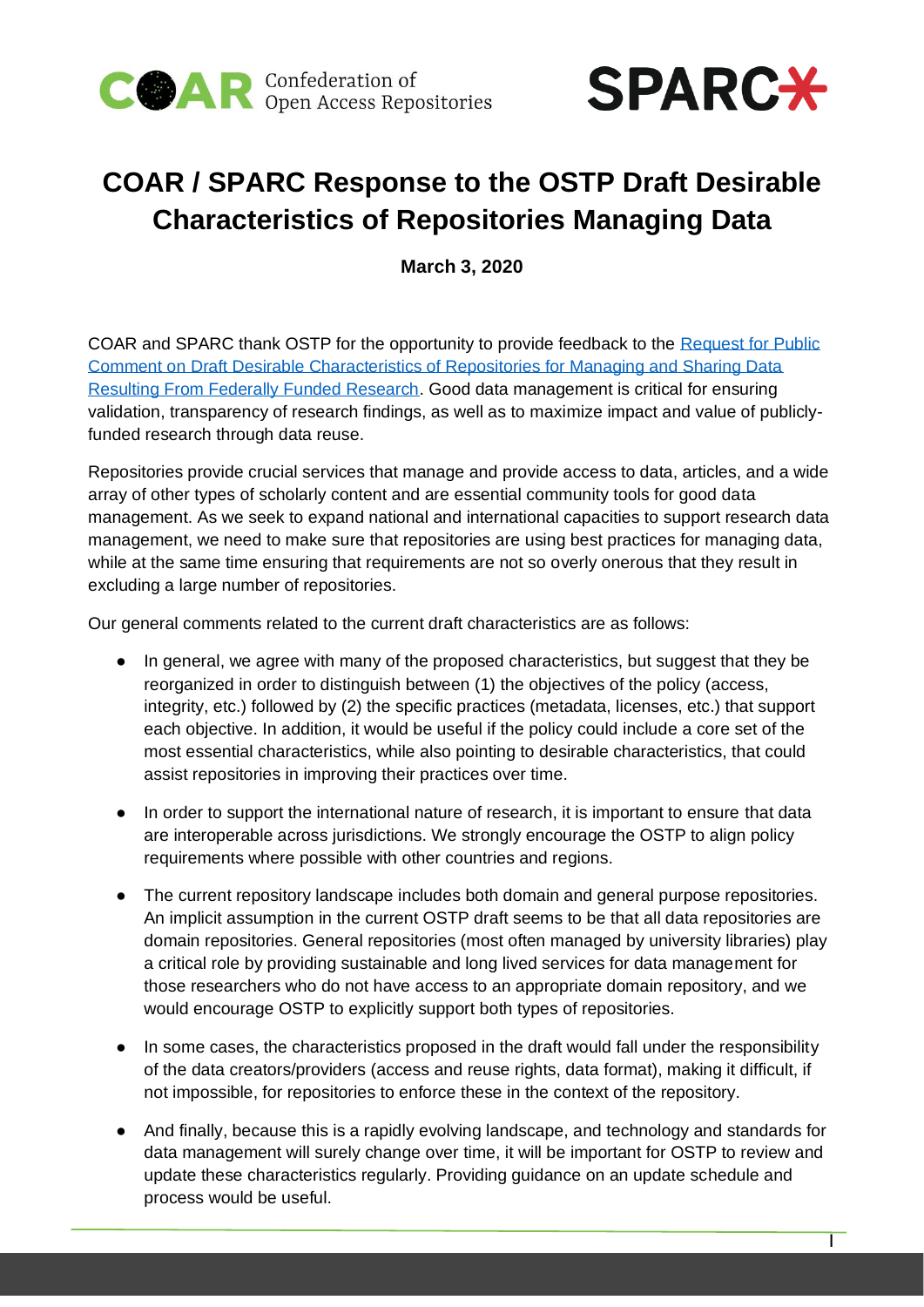# COAR / SPARC Response to the OSTP Draft Desirable Characteristics of Repositories Managing Data

**March 3, 2020**

COAR and SPARC thank OSTP for the opportunity to provide feedback to the [Request for Public Comment on Draft Desirable Characteristics of Repositories for Managing and Sharing Data Resulting From Federally Funded Research](). Good data management is critical for ensuring validation, transparency of research findings, as well as to maximize impact and value of publicly-funded research through data reuse.

Repositories provide crucial services that manage and provide access to data, articles, and a wide array of other types of scholarly content and are essential community tools for good data management. As we seek to expand national and international capacities to support research data management, we need to make sure that repositories are using best practices for managing data, while at the same time ensuring that requirements are not so overly onerous that they result in excluding a large number of repositories.

Our general comments related to the current draft characteristics are as follows:

- In general, we agree with many of the proposed characteristics, but suggest that they be reorganized in order to distinguish between (1) the objectives of the policy (access, integrity, etc.) followed by (2) the specific practices (metadata, licenses, etc.) that support each objective. In addition, it would be useful if the policy could include a core set of the most essential characteristics, while also pointing to desirable characteristics, that could assist repositories in improving their practices over time.

- In order to support the international nature of research, it is important to ensure that data are interoperable across jurisdictions. We strongly encourage the OSTP to align policy requirements where possible with other countries and regions.

- The current repository landscape includes both domain and general purpose repositories. An implicit assumption in the current OSTP draft seems to be that all data repositories are domain repositories. General repositories (most often managed by university libraries) play a critical role by providing sustainable and long lived services for data management for those researchers who do not have access to an appropriate domain repository, and we would encourage OSTP to explicitly support both types of repositories.

- In some cases, the characteristics proposed in the draft would fall under the responsibility of the data creators/providers (access and reuse rights, data format), making it difficult, if not impossible, for repositories to enforce these in the context of the repository.

- And finally, because this is a rapidly evolving landscape, and technology and standards for data management will surely change over time, it will be important for OSTP to review and update these characteristics regularly. Providing guidance on an update schedule and process would be useful.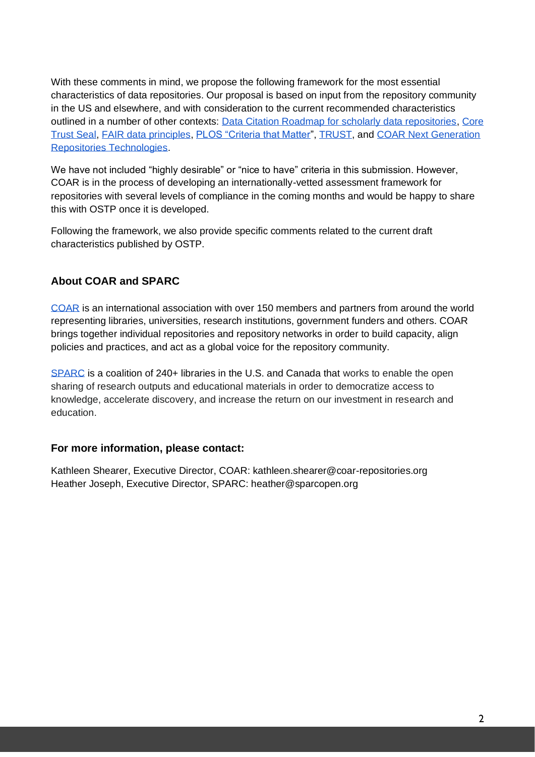With these comments in mind, we propose the following framework for the most essential characteristics of data repositories. Our proposal is based on input from the repository community in the US and elsewhere, and with consideration to the current recommended characteristics outlined in a number of other contexts: Data Citation Roadmap for scholarly data repositories, Core Trust Seal, FAIR data principles, PLOS "Criteria that Matter", TRUST, and COAR Next Generation Repositories Technologies.

We have not included "highly desirable" or "nice to have" criteria in this submission. However, COAR is in the process of developing an internationally-vetted assessment framework for repositories with several levels of compliance in the coming months and would be happy to share this with OSTP once it is developed.

Following the framework, we also provide specific comments related to the current draft characteristics published by OSTP.

### About COAR and SPARC

COAR is an international association with over 150 members and partners from around the world representing libraries, universities, research institutions, government funders and others. COAR brings together individual repositories and repository networks in order to build capacity, align policies and practices, and act as a global voice for the repository community.

SPARC is a coalition of 240+ libraries in the U.S. and Canada that works to enable the open sharing of research outputs and educational materials in order to democratize access to knowledge, accelerate discovery, and increase the return on our investment in research and education.

### For more information, please contact:

Kathleen Shearer, Executive Director, COAR: kathleen.shearer@coar-repositories.org
Heather Joseph, Executive Director, SPARC: heather@sparcopen.org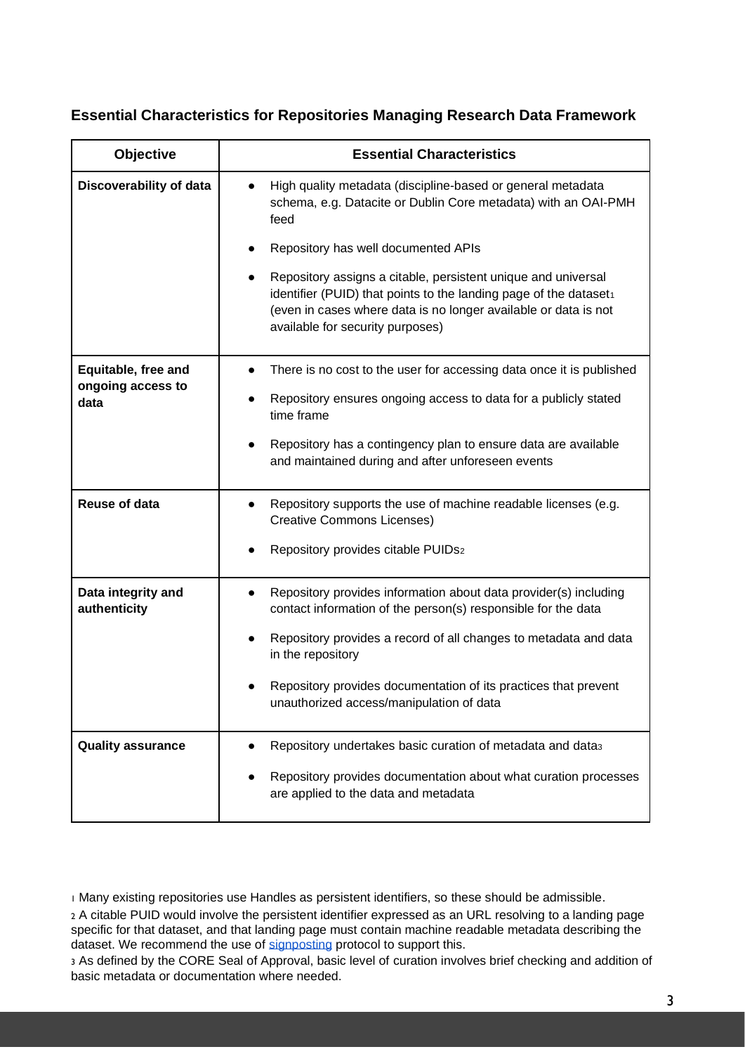### Essential Characteristics for Repositories Managing Research Data Framework

| Objective | Essential Characteristics |
|---|---|
| **Discoverability of data** | • High quality metadata (discipline-based or general metadata schema, e.g. Datacite or Dublin Core metadata) with an OAI-PMH feed<br>• Repository has well documented APIs<br>• Repository assigns a citable, persistent unique and universal identifier (PUID) that points to the landing page of the dataset[1] (even in cases where data is no longer available or data is not available for security purposes) |
| **Equitable, free and ongoing access to data** | • There is no cost to the user for accessing data once it is published<br>• Repository ensures ongoing access to data for a publicly stated time frame<br>• Repository has a contingency plan to ensure data are available and maintained during and after unforeseen events |
| **Reuse of data** | • Repository supports the use of machine readable licenses (e.g. Creative Commons Licenses)<br>• Repository provides citable PUIDs[2] |
| **Data integrity and authenticity** | • Repository provides information about data provider(s) including contact information of the person(s) responsible for the data<br>• Repository provides a record of all changes to metadata and data in the repository<br>• Repository provides documentation of its practices that prevent unauthorized access/manipulation of data |
| **Quality assurance** | • Repository undertakes basic curation of metadata and data[3]<br>• Repository provides documentation about what curation processes are applied to the data and metadata |

[1] Many existing repositories use Handles as persistent identifiers, so these should be admissible.

[2] A citable PUID would involve the persistent identifier expressed as an URL resolving to a landing page specific for that dataset, and that landing page must contain machine readable metadata describing the dataset. We recommend the use of signposting protocol to support this.

[3] As defined by the CORE Seal of Approval, basic level of curation involves brief checking and addition of basic metadata or documentation where needed.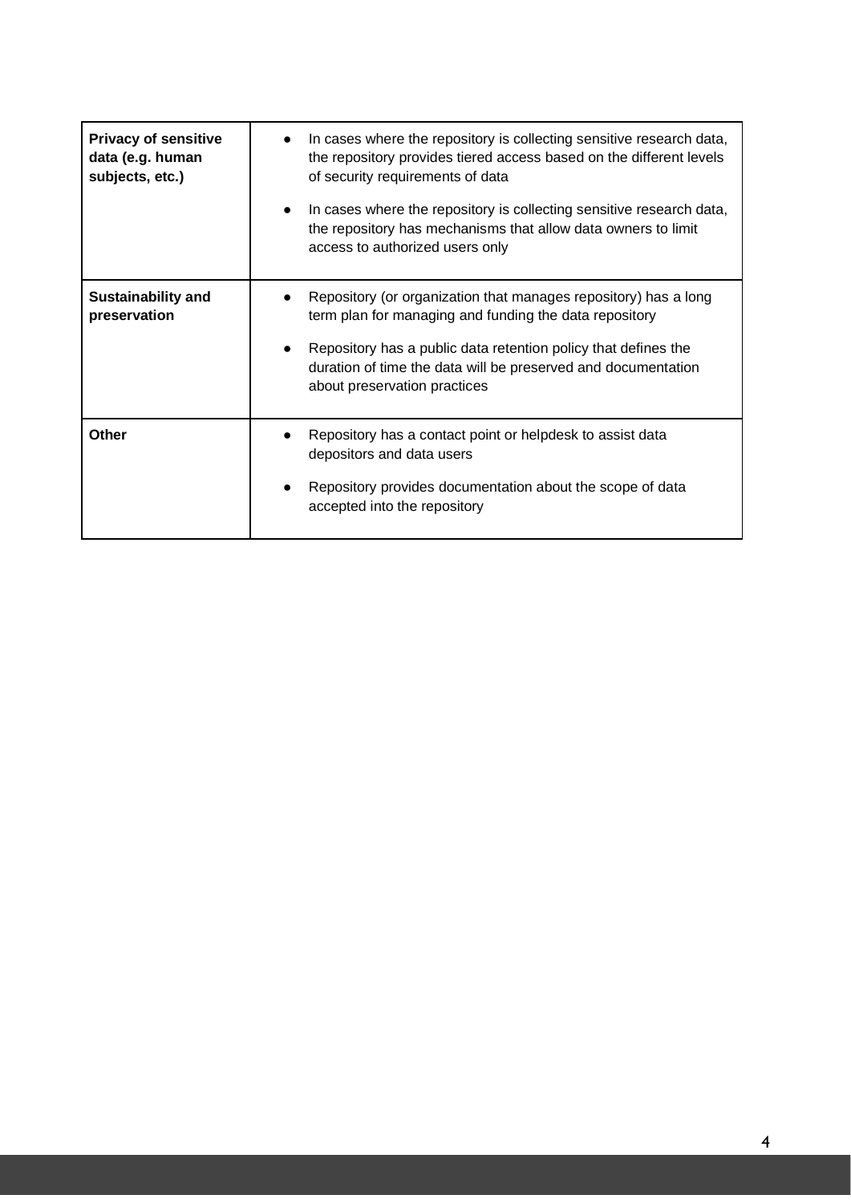| | |
|---|---|
| **Privacy of sensitive data (e.g. human subjects, etc.)** | • In cases where the repository is collecting sensitive research data, the repository provides tiered access based on the different levels of security requirements of data<br>• In cases where the repository is collecting sensitive research data, the repository has mechanisms that allow data owners to limit access to authorized users only |
| **Sustainability and preservation** | • Repository (or organization that manages repository) has a long term plan for managing and funding the data repository<br>• Repository has a public data retention policy that defines the duration of time the data will be preserved and documentation about preservation practices |
| **Other** | • Repository has a contact point or helpdesk to assist data depositors and data users<br>• Repository provides documentation about the scope of data accepted into the repository |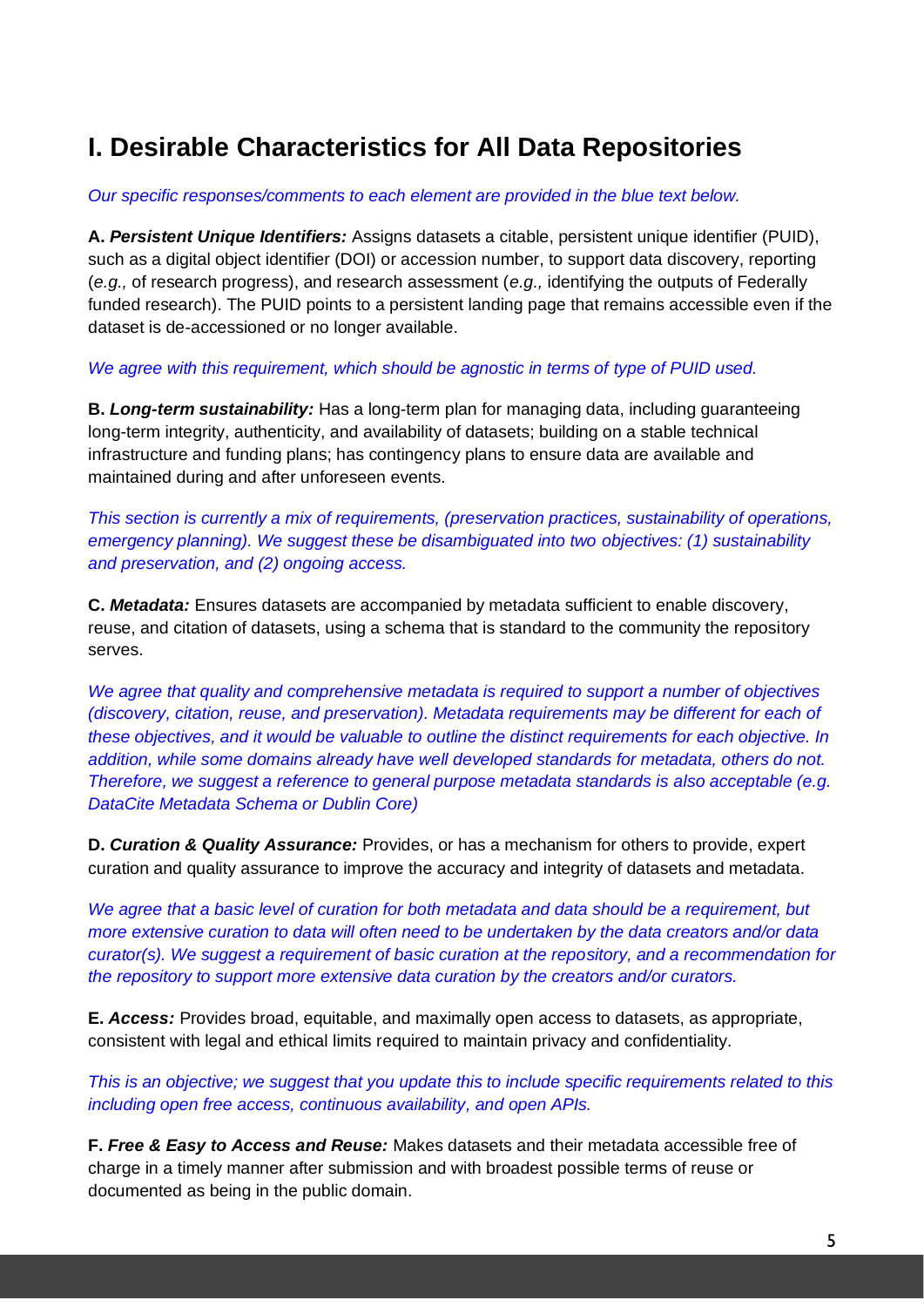# I. Desirable Characteristics for All Data Repositories

*Our specific responses/comments to each element are provided in the blue text below.*

**A.** ***Persistent Unique Identifiers:*** Assigns datasets a citable, persistent unique identifier (PUID), such as a digital object identifier (DOI) or accession number, to support data discovery, reporting (*e.g.,* of research progress), and research assessment (*e.g.,* identifying the outputs of Federally funded research). The PUID points to a persistent landing page that remains accessible even if the dataset is de-accessioned or no longer available.

*We agree with this requirement, which should be agnostic in terms of type of PUID used.*

**B.** ***Long-term sustainability:*** Has a long-term plan for managing data, including guaranteeing long-term integrity, authenticity, and availability of datasets; building on a stable technical infrastructure and funding plans; has contingency plans to ensure data are available and maintained during and after unforeseen events.

*This section is currently a mix of requirements, (preservation practices, sustainability of operations, emergency planning). We suggest these be disambiguated into two objectives: (1) sustainability and preservation, and (2) ongoing access.*

**C.** ***Metadata:*** Ensures datasets are accompanied by metadata sufficient to enable discovery, reuse, and citation of datasets, using a schema that is standard to the community the repository serves.

*We agree that quality and comprehensive metadata is required to support a number of objectives (discovery, citation, reuse, and preservation). Metadata requirements may be different for each of these objectives, and it would be valuable to outline the distinct requirements for each objective. In addition, while some domains already have well developed standards for metadata, others do not. Therefore, we suggest a reference to general purpose metadata standards is also acceptable (e.g. DataCite Metadata Schema or Dublin Core)*

**D.** ***Curation & Quality Assurance:*** Provides, or has a mechanism for others to provide, expert curation and quality assurance to improve the accuracy and integrity of datasets and metadata.

*We agree that a basic level of curation for both metadata and data should be a requirement, but more extensive curation to data will often need to be undertaken by the data creators and/or data curator(s). We suggest a requirement of basic curation at the repository, and a recommendation for the repository to support more extensive data curation by the creators and/or curators.*

**E.** ***Access:*** Provides broad, equitable, and maximally open access to datasets, as appropriate, consistent with legal and ethical limits required to maintain privacy and confidentiality.

*This is an objective; we suggest that you update this to include specific requirements related to this including open free access, continuous availability, and open APIs.*

**F.** ***Free & Easy to Access and Reuse:*** Makes datasets and their metadata accessible free of charge in a timely manner after submission and with broadest possible terms of reuse or documented as being in the public domain.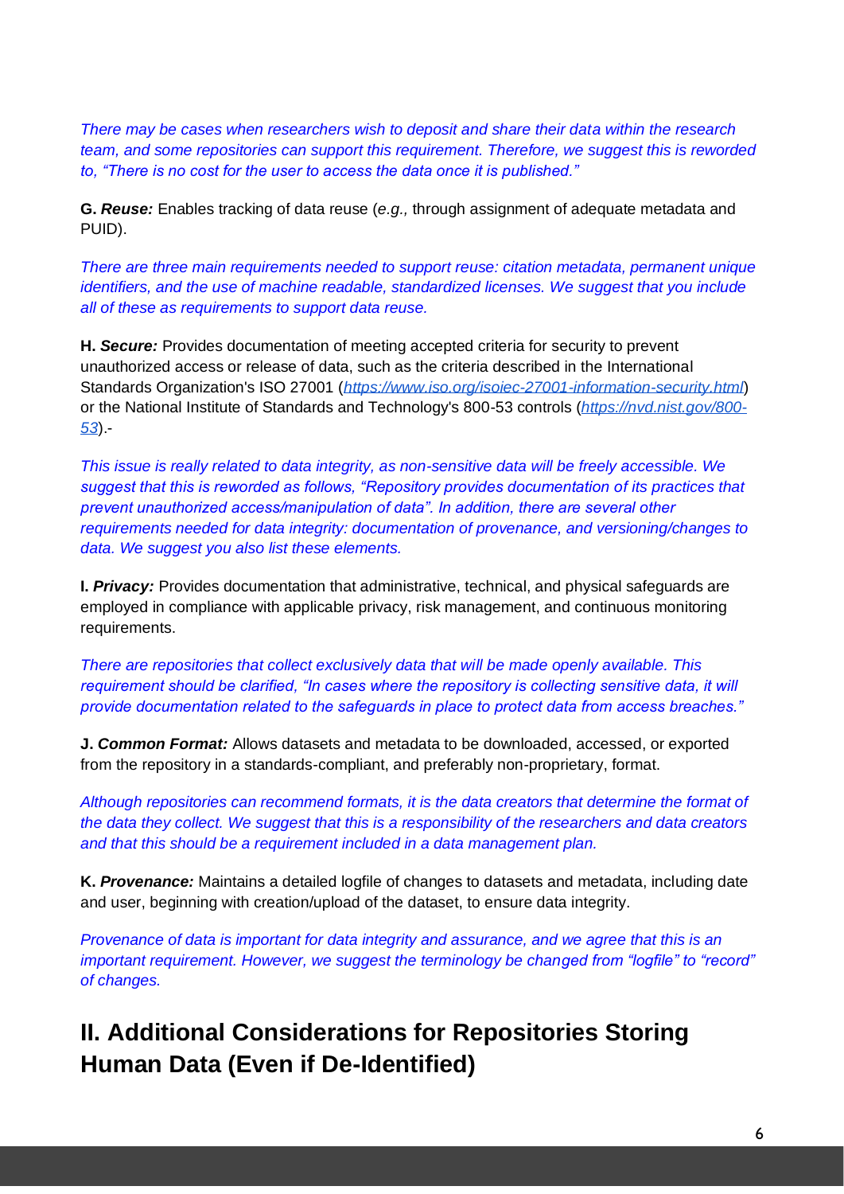*There may be cases when researchers wish to deposit and share their data within the research team, and some repositories can support this requirement. Therefore, we suggest this is reworded to, "There is no cost for the user to access the data once it is published."*

**G. *Reuse:*** Enables tracking of data reuse (*e.g.,* through assignment of adequate metadata and PUID).

*There are three main requirements needed to support reuse: citation metadata, permanent unique identifiers, and the use of machine readable, standardized licenses. We suggest that you include all of these as requirements to support data reuse.*

**H. *Secure:*** Provides documentation of meeting accepted criteria for security to prevent unauthorized access or release of data, such as the criteria described in the International Standards Organization's ISO 27001 (*https://www.iso.org/isoiec-27001-information-security.html*) or the National Institute of Standards and Technology's 800-53 controls (*https://nvd.nist.gov/800-53*).-

*This issue is really related to data integrity, as non-sensitive data will be freely accessible. We suggest that this is reworded as follows, "Repository provides documentation of its practices that prevent unauthorized access/manipulation of data". In addition, there are several other requirements needed for data integrity: documentation of provenance, and versioning/changes to data. We suggest you also list these elements.*

**I. *Privacy:*** Provides documentation that administrative, technical, and physical safeguards are employed in compliance with applicable privacy, risk management, and continuous monitoring requirements.

*There are repositories that collect exclusively data that will be made openly available. This requirement should be clarified, "In cases where the repository is collecting sensitive data, it will provide documentation related to the safeguards in place to protect data from access breaches."*

**J. *Common Format:*** Allows datasets and metadata to be downloaded, accessed, or exported from the repository in a standards-compliant, and preferably non-proprietary, format.

*Although repositories can recommend formats, it is the data creators that determine the format of the data they collect. We suggest that this is a responsibility of the researchers and data creators and that this should be a requirement included in a data management plan.*

**K. *Provenance:*** Maintains a detailed logfile of changes to datasets and metadata, including date and user, beginning with creation/upload of the dataset, to ensure data integrity.

*Provenance of data is important for data integrity and assurance, and we agree that this is an important requirement. However, we suggest the terminology be changed from "logfile" to "record" of changes.*

## II. Additional Considerations for Repositories Storing Human Data (Even if De-Identified)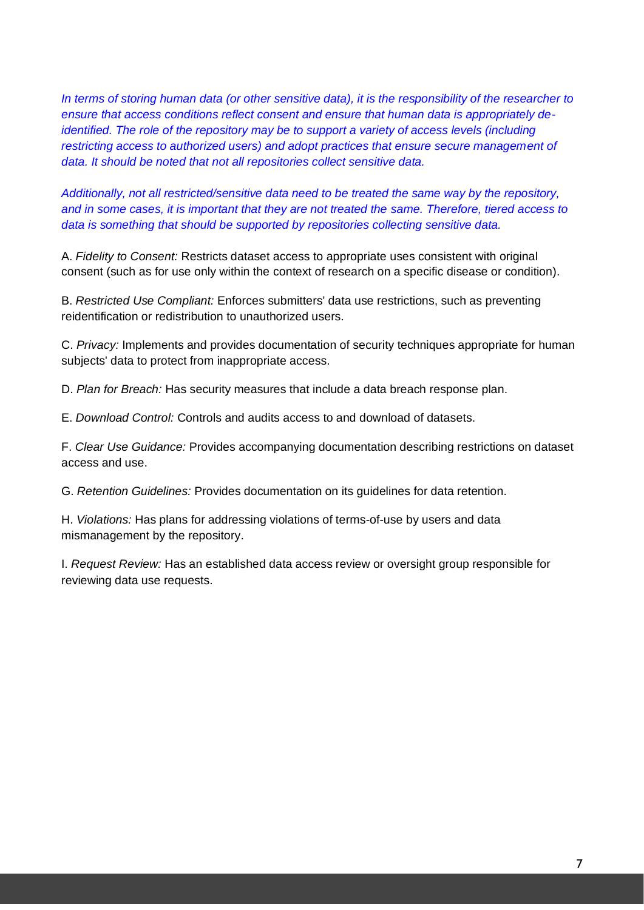*In terms of storing human data (or other sensitive data), it is the responsibility of the researcher to ensure that access conditions reflect consent and ensure that human data is appropriately de-identified. The role of the repository may be to support a variety of access levels (including restricting access to authorized users) and adopt practices that ensure secure management of data. It should be noted that not all repositories collect sensitive data.*

*Additionally, not all restricted/sensitive data need to be treated the same way by the repository, and in some cases, it is important that they are not treated the same. Therefore, tiered access to data is something that should be supported by repositories collecting sensitive data.*

A. *Fidelity to Consent:* Restricts dataset access to appropriate uses consistent with original consent (such as for use only within the context of research on a specific disease or condition).

B. *Restricted Use Compliant:* Enforces submitters' data use restrictions, such as preventing reidentification or redistribution to unauthorized users.

C. *Privacy:* Implements and provides documentation of security techniques appropriate for human subjects' data to protect from inappropriate access.

D. *Plan for Breach:* Has security measures that include a data breach response plan.

E. *Download Control:* Controls and audits access to and download of datasets.

F. *Clear Use Guidance:* Provides accompanying documentation describing restrictions on dataset access and use.

G. *Retention Guidelines:* Provides documentation on its guidelines for data retention.

H. *Violations:* Has plans for addressing violations of terms-of-use by users and data mismanagement by the repository.

I. *Request Review:* Has an established data access review or oversight group responsible for reviewing data use requests.